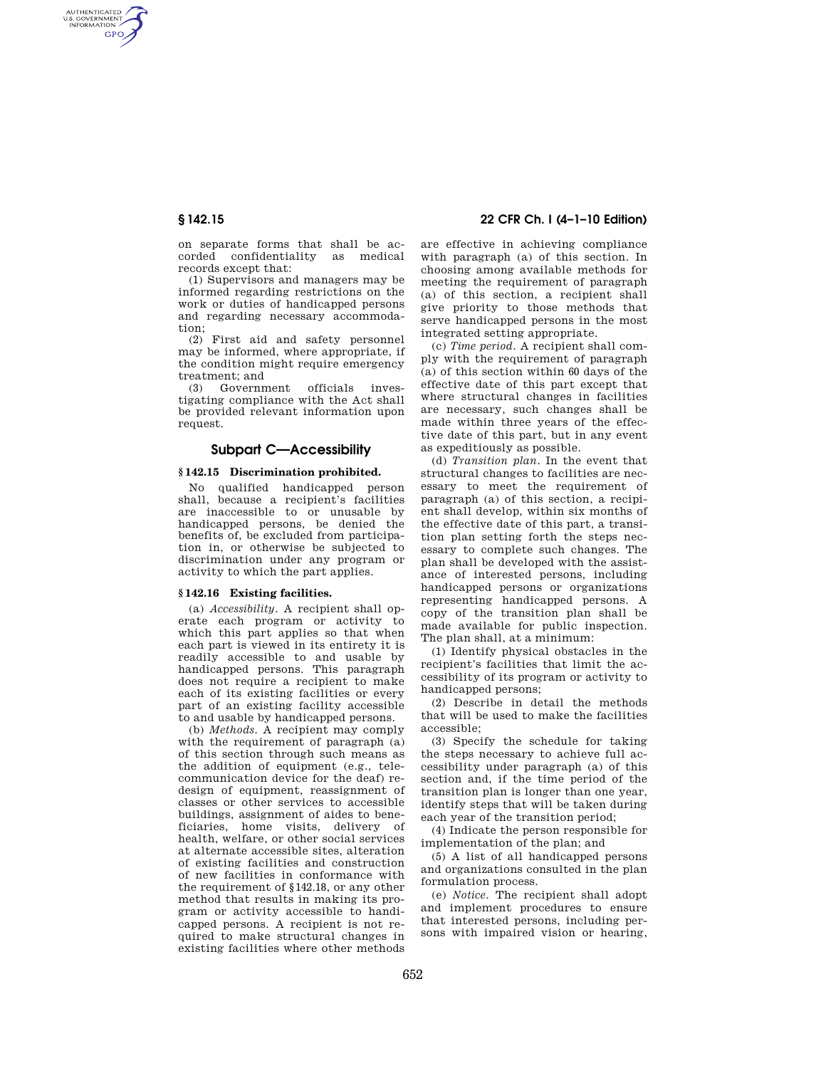on separate forms that shall be accorded confidentiality as medical records except that:

(1) Supervisors and managers may be informed regarding restrictions on the work or duties of handicapped persons and regarding necessary accommodation;

(2) First aid and safety personnel may be informed, where appropriate, if the condition might require emergency treatment; and

(3) Government officials investigating compliance with the Act shall be provided relevant information upon request.

## Subpart C—Accessibility

### § 142.15 Discrimination prohibited.

No qualified handicapped person shall, because a recipient's facilities are inaccessible to or unusable by handicapped persons, be denied the benefits of, be excluded from participation in, or otherwise be subjected to discrimination under any program or activity to which the part applies.

### § 142.16 Existing facilities.

(a) *Accessibility.* A recipient shall operate each program or activity to which this part applies so that when each part is viewed in its entirety it is readily accessible to and usable by handicapped persons. This paragraph does not require a recipient to make each of its existing facilities or every part of an existing facility accessible to and usable by handicapped persons.

(b) *Methods.* A recipient may comply with the requirement of paragraph (a) of this section through such means as the addition of equipment (e.g., telecommunication device for the deaf) redesign of equipment, reassignment of classes or other services to accessible buildings, assignment of aides to beneficiaries, home visits, delivery of health, welfare, or other social services at alternate accessible sites, alteration of existing facilities and construction of new facilities in conformance with the requirement of §142.18, or any other method that results in making its program or activity accessible to handicapped persons. A recipient is not required to make structural changes in existing facilities where other methods are effective in achieving compliance with paragraph (a) of this section. In choosing among available methods for meeting the requirement of paragraph (a) of this section, a recipient shall give priority to those methods that serve handicapped persons in the most integrated setting appropriate.

(c) *Time period.* A recipient shall comply with the requirement of paragraph (a) of this section within 60 days of the effective date of this part except that where structural changes in facilities are necessary, such changes shall be made within three years of the effective date of this part, but in any event as expeditiously as possible.

(d) *Transition plan.* In the event that structural changes to facilities are necessary to meet the requirement of paragraph (a) of this section, a recipient shall develop, within six months of the effective date of this part, a transition plan setting forth the steps necessary to complete such changes. The plan shall be developed with the assistance of interested persons, including handicapped persons or organizations representing handicapped persons. A copy of the transition plan shall be made available for public inspection. The plan shall, at a minimum:

(1) Identify physical obstacles in the recipient's facilities that limit the accessibility of its program or activity to handicapped persons;

(2) Describe in detail the methods that will be used to make the facilities accessible;

(3) Specify the schedule for taking the steps necessary to achieve full accessibility under paragraph (a) of this section and, if the time period of the transition plan is longer than one year, identify steps that will be taken during each year of the transition period;

(4) Indicate the person responsible for implementation of the plan; and

(5) A list of all handicapped persons and organizations consulted in the plan formulation process.

(e) *Notice.* The recipient shall adopt and implement procedures to ensure that interested persons, including persons with impaired vision or hearing,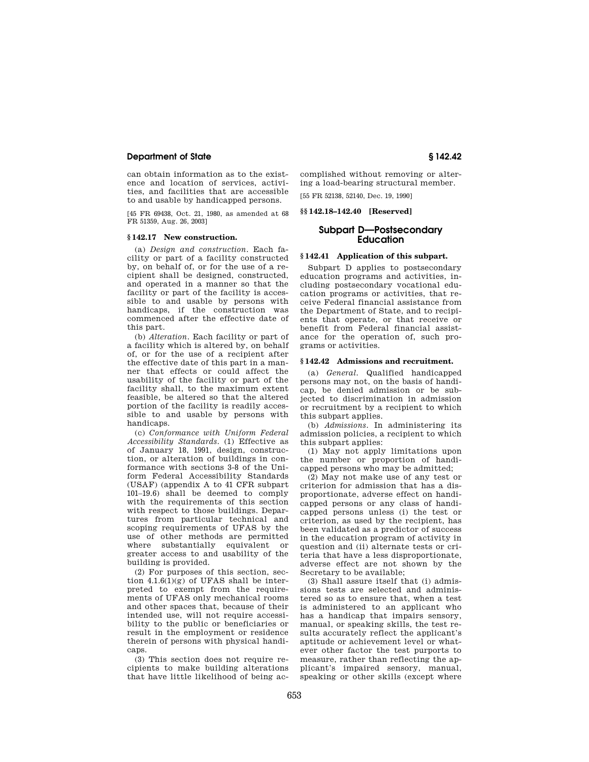can obtain information as to the existence and location of services, activities, and facilities that are accessible to and usable by handicapped persons.

[45 FR 69438, Oct. 21, 1980, as amended at 68 FR 51359, Aug. 26, 2003]

### § 142.17 New construction.

(a) *Design and construction.* Each facility or part of a facility constructed by, on behalf of, or for the use of a recipient shall be designed, constructed, and operated in a manner so that the facility or part of the facility is accessible to and usable by persons with handicaps, if the construction was commenced after the effective date of this part.

(b) *Alteration.* Each facility or part of a facility which is altered by, on behalf of, or for the use of a recipient after the effective date of this part in a manner that effects or could affect the usability of the facility or part of the facility shall, to the maximum extent feasible, be altered so that the altered portion of the facility is readily accessible to and usable by persons with handicaps.

(c) *Conformance with Uniform Federal Accessibility Standards.* (1) Effective as of January 18, 1991, design, construction, or alteration of buildings in conformance with sections 3-8 of the Uniform Federal Accessibility Standards (USAF) (appendix A to 41 CFR subpart 101–19.6) shall be deemed to comply with the requirements of this section with respect to those buildings. Departures from particular technical and scoping requirements of UFAS by the use of other methods are permitted where substantially equivalent or greater access to and usability of the building is provided.

(2) For purposes of this section, section 4.1.6(1)(g) of UFAS shall be interpreted to exempt from the requirements of UFAS only mechanical rooms and other spaces that, because of their intended use, will not require accessibility to the public or beneficiaries or result in the employment or residence therein of persons with physical handicaps.

(3) This section does not require recipients to make building alterations that have little likelihood of being accomplished without removing or altering a load-bearing structural member.

[55 FR 52138, 52140, Dec. 19, 1990]

### §§ 142.18–142.40 [Reserved]

## Subpart D—Postsecondary Education

### § 142.41 Application of this subpart.

Subpart D applies to postsecondary education programs and activities, including postsecondary vocational education programs or activities, that receive Federal financial assistance from the Department of State, and to recipients that operate, or that receive or benefit from Federal financial assistance for the operation of, such programs or activities.

### § 142.42 Admissions and recruitment.

(a) *General.* Qualified handicapped persons may not, on the basis of handicap, be denied admission or be subjected to discrimination in admission or recruitment by a recipient to which this subpart applies.

(b) *Admissions.* In administering its admission policies, a recipient to which this subpart applies:

(1) May not apply limitations upon the number or proportion of handicapped persons who may be admitted;

(2) May not make use of any test or criterion for admission that has a disproportionate, adverse effect on handicapped persons or any class of handicapped persons unless (i) the test or criterion, as used by the recipient, has been validated as a predictor of success in the education program of activity in question and (ii) alternate tests or criteria that have a less disproportionate, adverse effect are not shown by the Secretary to be available;

(3) Shall assure itself that (i) admissions tests are selected and administered so as to ensure that, when a test is administered to an applicant who has a handicap that impairs sensory, manual, or speaking skills, the test results accurately reflect the applicant's aptitude or achievement level or whatever other factor the test purports to measure, rather than reflecting the applicant's impaired sensory, manual, speaking or other skills (except where